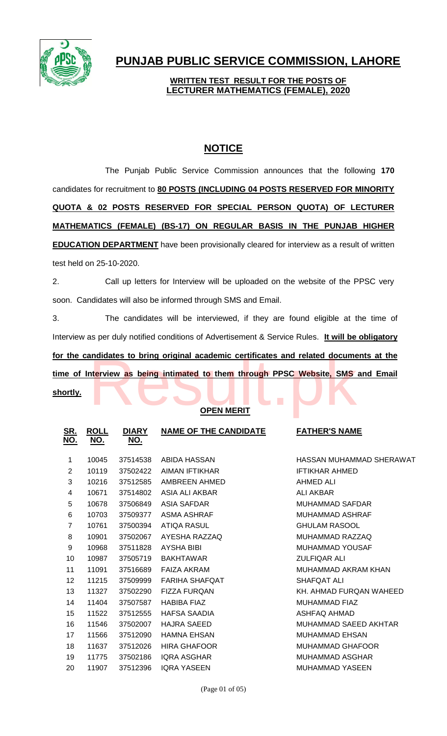# PUNJAB PUBLIC SERVICE COMMISSION, LAHORE

**WRITTEN TEST RESULT FOR THE POSTS OF LECTURER MATHEMATICS (FEMALE), 2020**

## NOTICE

The Punjab Public Service Commission announces that the following **170** candidates for recruitment to **80 POSTS (INCLUDING 04 POSTS RESERVED FOR MINORITY QUOTA & 02 POSTS RESERVED FOR SPECIAL PERSON QUOTA) OF LECTURER MATHEMATICS (FEMALE) (BS-17) ON REGULAR BASIS IN THE PUNJAB HIGHER EDUCATION DEPARTMENT** have been provisionally cleared for interview as a result of written test held on 25-10-2020.

2. Call up letters for Interview will be uploaded on the website of the PPSC very soon. Candidates will also be informed through SMS and Email.

3. The candidates will be interviewed, if they are found eligible at the time of Interview as per duly notified conditions of Advertisement & Service Rules. **It will be obligatory for the candidates to bring original academic certificates and related documents at the time of Interview as being intimated to them through PPSC Website, SMS and Email shortly.**

**OPEN MERIT**

| SR. NO. | ROLL NO. | DIARY NO. | NAME OF THE CANDIDATE | FATHER'S NAME |
|---|---|---|---|---|
| 1 | 10045 | 37514538 | ABIDA HASSAN | HASSAN MUHAMMAD SHERAWAT |
| 2 | 10119 | 37502422 | AIMAN IFTIKHAR | IFTIKHAR AHMED |
| 3 | 10216 | 37512585 | AMBREEN AHMED | AHMED ALI |
| 4 | 10671 | 37514802 | ASIA ALI AKBAR | ALI AKBAR |
| 5 | 10678 | 37506849 | ASIA SAFDAR | MUHAMMAD SAFDAR |
| 6 | 10703 | 37509377 | ASMA ASHRAF | MUHAMMAD ASHRAF |
| 7 | 10761 | 37500394 | ATIQA RASUL | GHULAM RASOOL |
| 8 | 10901 | 37502067 | AYESHA RAZZAQ | MUHAMMAD RAZZAQ |
| 9 | 10968 | 37511828 | AYSHA BIBI | MUHAMMAD YOUSAF |
| 10 | 10987 | 37505719 | BAKHTAWAR | ZULFIQAR ALI |
| 11 | 11091 | 37516689 | FAIZA AKRAM | MUHAMMAD AKRAM KHAN |
| 12 | 11215 | 37509999 | FARIHA SHAFQAT | SHAFQAT ALI |
| 13 | 11327 | 37502290 | FIZZA FURQAN | KH. AHMAD FURQAN WAHEED |
| 14 | 11404 | 37507587 | HABIBA FIAZ | MUHAMMAD FIAZ |
| 15 | 11522 | 37512555 | HAFSA SAADIA | ASHFAQ AHMAD |
| 16 | 11546 | 37502007 | HAJRA SAEED | MUHAMMAD SAEED AKHTAR |
| 17 | 11566 | 37512090 | HAMNA EHSAN | MUHAMMAD EHSAN |
| 18 | 11637 | 37512026 | HIRA GHAFOOR | MUHAMMAD GHAFOOR |
| 19 | 11775 | 37502186 | IQRA ASGHAR | MUHAMMAD ASGHAR |
| 20 | 11907 | 37512396 | IQRA YASEEN | MUHAMMAD YASEEN |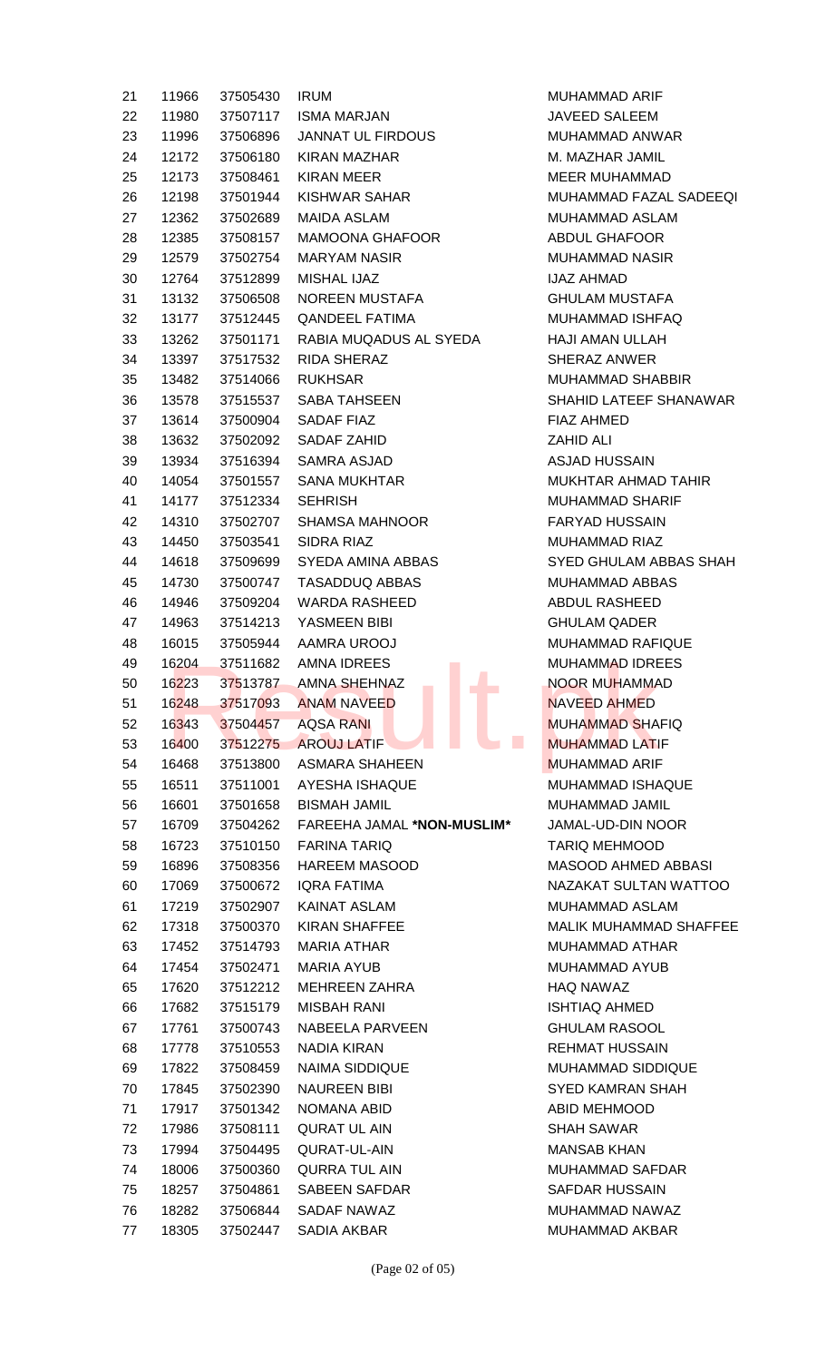| | | | | |
|---|---|---|---|---|
| 21 | 11966 | 37505430 | IRUM | MUHAMMAD ARIF |
| 22 | 11980 | 37507117 | ISMA MARJAN | JAVEED SALEEM |
| 23 | 11996 | 37506896 | JANNAT UL FIRDOUS | MUHAMMAD ANWAR |
| 24 | 12172 | 37506180 | KIRAN MAZHAR | M. MAZHAR JAMIL |
| 25 | 12173 | 37508461 | KIRAN MEER | MEER MUHAMMAD |
| 26 | 12198 | 37501944 | KISHWAR SAHAR | MUHAMMAD FAZAL SADEEQI |
| 27 | 12362 | 37502689 | MAIDA ASLAM | MUHAMMAD ASLAM |
| 28 | 12385 | 37508157 | MAMOONA GHAFOOR | ABDUL GHAFOOR |
| 29 | 12579 | 37502754 | MARYAM NASIR | MUHAMMAD NASIR |
| 30 | 12764 | 37512899 | MISHAL IJAZ | IJAZ AHMAD |
| 31 | 13132 | 37506508 | NOREEN MUSTAFA | GHULAM MUSTAFA |
| 32 | 13177 | 37512445 | QANDEEL FATIMA | MUHAMMAD ISHFAQ |
| 33 | 13262 | 37501171 | RABIA MUQADUS AL SYEDA | HAJI AMAN ULLAH |
| 34 | 13397 | 37517532 | RIDA SHERAZ | SHERAZ ANWER |
| 35 | 13482 | 37514066 | RUKHSAR | MUHAMMAD SHABBIR |
| 36 | 13578 | 37515537 | SABA TAHSEEN | SHAHID LATEEF SHANAWAR |
| 37 | 13614 | 37500904 | SADAF FIAZ | FIAZ AHMED |
| 38 | 13632 | 37502092 | SADAF ZAHID | ZAHID ALI |
| 39 | 13934 | 37516394 | SAMRA ASJAD | ASJAD HUSSAIN |
| 40 | 14054 | 37501557 | SANA MUKHTAR | MUKHTAR AHMAD TAHIR |
| 41 | 14177 | 37512334 | SEHRISH | MUHAMMAD SHARIF |
| 42 | 14310 | 37502707 | SHAMSA MAHNOOR | FARYAD HUSSAIN |
| 43 | 14450 | 37503541 | SIDRA RIAZ | MUHAMMAD RIAZ |
| 44 | 14618 | 37509699 | SYEDA AMINA ABBAS | SYED GHULAM ABBAS SHAH |
| 45 | 14730 | 37500747 | TASADDUQ ABBAS | MUHAMMAD ABBAS |
| 46 | 14946 | 37509204 | WARDA RASHEED | ABDUL RASHEED |
| 47 | 14963 | 37514213 | YASMEEN BIBI | GHULAM QADER |
| 48 | 16015 | 37505944 | AAMRA UROOJ | MUHAMMAD RAFIQUE |
| 49 | 16204 | 37511682 | AMNA IDREES | MUHAMMAD IDREES |
| 50 | 16223 | 37513787 | AMNA SHEHNAZ | NOOR MUHAMMAD |
| 51 | 16248 | 37517093 | ANAM NAVEED | NAVEED AHMED |
| 52 | 16343 | 37504457 | AQSA RANI | MUHAMMAD SHAFIQ |
| 53 | 16400 | 37512275 | AROUJ LATIF | MUHAMMAD LATIF |
| 54 | 16468 | 37513800 | ASMARA SHAHEEN | MUHAMMAD ARIF |
| 55 | 16511 | 37511001 | AYESHA ISHAQUE | MUHAMMAD ISHAQUE |
| 56 | 16601 | 37501658 | BISMAH JAMIL | MUHAMMAD JAMIL |
| 57 | 16709 | 37504262 | FAREEHA JAMAL **\*NON-MUSLIM\*** | JAMAL-UD-DIN NOOR |
| 58 | 16723 | 37510150 | FARINA TARIQ | TARIQ MEHMOOD |
| 59 | 16896 | 37508356 | HAREEM MASOOD | MASOOD AHMED ABBASI |
| 60 | 17069 | 37500672 | IQRA FATIMA | NAZAKAT SULTAN WATTOO |
| 61 | 17219 | 37502907 | KAINAT ASLAM | MUHAMMAD ASLAM |
| 62 | 17318 | 37500370 | KIRAN SHAFFEE | MALIK MUHAMMAD SHAFFEE |
| 63 | 17452 | 37514793 | MARIA ATHAR | MUHAMMAD ATHAR |
| 64 | 17454 | 37502471 | MARIA AYUB | MUHAMMAD AYUB |
| 65 | 17620 | 37512212 | MEHREEN ZAHRA | HAQ NAWAZ |
| 66 | 17682 | 37515179 | MISBAH RANI | ISHTIAQ AHMED |
| 67 | 17761 | 37500743 | NABEELA PARVEEN | GHULAM RASOOL |
| 68 | 17778 | 37510553 | NADIA KIRAN | REHMAT HUSSAIN |
| 69 | 17822 | 37508459 | NAIMA SIDDIQUE | MUHAMMAD SIDDIQUE |
| 70 | 17845 | 37502390 | NAUREEN BIBI | SYED KAMRAN SHAH |
| 71 | 17917 | 37501342 | NOMANA ABID | ABID MEHMOOD |
| 72 | 17986 | 37508111 | QURAT UL AIN | SHAH SAWAR |
| 73 | 17994 | 37504495 | QURAT-UL-AIN | MANSAB KHAN |
| 74 | 18006 | 37500360 | QURRA TUL AIN | MUHAMMAD SAFDAR |
| 75 | 18257 | 37504861 | SABEEN SAFDAR | SAFDAR HUSSAIN |
| 76 | 18282 | 37506844 | SADAF NAWAZ | MUHAMMAD NAWAZ |
| 77 | 18305 | 37502447 | SADIA AKBAR | MUHAMMAD AKBAR |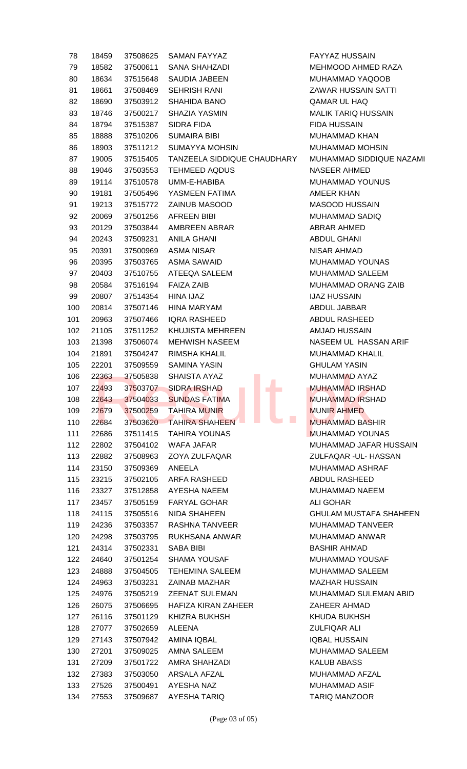| | | | | |
|---|---|---|---|---|
| 78 | 18459 | 37508625 | SAMAN FAYYAZ | FAYYAZ HUSSAIN |
| 79 | 18582 | 37500611 | SANA SHAHZADI | MEHMOOD AHMED RAZA |
| 80 | 18634 | 37515648 | SAUDIA JABEEN | MUHAMMAD YAQOOB |
| 81 | 18661 | 37508469 | SEHRISH RANI | ZAWAR HUSSAIN SATTI |
| 82 | 18690 | 37503912 | SHAHIDA BANO | QAMAR UL HAQ |
| 83 | 18746 | 37500217 | SHAZIA YASMIN | MALIK TARIQ HUSSAIN |
| 84 | 18794 | 37515387 | SIDRA FIDA | FIDA HUSSAIN |
| 85 | 18888 | 37510206 | SUMAIRA BIBI | MUHAMMAD KHAN |
| 86 | 18903 | 37511212 | SUMAYYA MOHSIN | MUHAMMAD MOHSIN |
| 87 | 19005 | 37515405 | TANZEELA SIDDIQUE CHAUDHARY | MUHAMMAD SIDDIQUE NAZAMI |
| 88 | 19046 | 37503553 | TEHMEED AQDUS | NASEER AHMED |
| 89 | 19114 | 37510578 | UMM-E-HABIBA | MUHAMMAD YOUNUS |
| 90 | 19181 | 37505496 | YASMEEN FATIMA | AMEER KHAN |
| 91 | 19213 | 37515772 | ZAINUB MASOOD | MASOOD HUSSAIN |
| 92 | 20069 | 37501256 | AFREEN BIBI | MUHAMMAD SADIQ |
| 93 | 20129 | 37503844 | AMBREEN ABRAR | ABRAR AHMED |
| 94 | 20243 | 37509231 | ANILA GHANI | ABDUL GHANI |
| 95 | 20391 | 37500969 | ASMA NISAR | NISAR AHMAD |
| 96 | 20395 | 37503765 | ASMA SAWAID | MUHAMMAD YOUNAS |
| 97 | 20403 | 37510755 | ATEEQA SALEEM | MUHAMMAD SALEEM |
| 98 | 20584 | 37516194 | FAIZA ZAIB | MUHAMMAD ORANG ZAIB |
| 99 | 20807 | 37514354 | HINA IJAZ | IJAZ HUSSAIN |
| 100 | 20814 | 37507146 | HINA MARYAM | ABDUL JABBAR |
| 101 | 20963 | 37507466 | IQRA RASHEED | ABDUL RASHEED |
| 102 | 21105 | 37511252 | KHUJISTA MEHREEN | AMJAD HUSSAIN |
| 103 | 21398 | 37506074 | MEHWISH NASEEM | NASEEM UL HASSAN ARIF |
| 104 | 21891 | 37504247 | RIMSHA KHALIL | MUHAMMAD KHALIL |
| 105 | 22201 | 37509559 | SAMINA YASIN | GHULAM YASIN |
| 106 | 22363 | 37505838 | SHAISTA AYAZ | MUHAMMAD AYAZ |
| 107 | 22493 | 37503707 | SIDRA IRSHAD | MUHAMMAD IRSHAD |
| 108 | 22643 | 37504033 | SUNDAS FATIMA | MUHAMMAD IRSHAD |
| 109 | 22679 | 37500259 | TAHIRA MUNIR | MUNIR AHMED |
| 110 | 22684 | 37503620 | TAHIRA SHAHEEN | MUHAMMAD BASHIR |
| 111 | 22686 | 37511415 | TAHIRA YOUNAS | MUHAMMAD YOUNAS |
| 112 | 22802 | 37504102 | WAFA JAFAR | MUHAMMAD JAFAR HUSSAIN |
| 113 | 22882 | 37508963 | ZOYA ZULFAQAR | ZULFAQAR -UL- HASSAN |
| 114 | 23150 | 37509369 | ANEELA | MUHAMMAD ASHRAF |
| 115 | 23215 | 37502105 | ARFA RASHEED | ABDUL RASHEED |
| 116 | 23327 | 37512858 | AYESHA NAEEM | MUHAMMAD NAEEM |
| 117 | 23457 | 37505159 | FARYAL GOHAR | ALI GOHAR |
| 118 | 24115 | 37505516 | NIDA SHAHEEN | GHULAM MUSTAFA SHAHEEN |
| 119 | 24236 | 37503357 | RASHNA TANVEER | MUHAMMAD TANVEER |
| 120 | 24298 | 37503795 | RUKHSANA ANWAR | MUHAMMAD ANWAR |
| 121 | 24314 | 37502331 | SABA BIBI | BASHIR AHMAD |
| 122 | 24640 | 37501254 | SHAMA YOUSAF | MUHAMMAD YOUSAF |
| 123 | 24888 | 37504505 | TEHEMINA SALEEM | MUHAMMAD SALEEM |
| 124 | 24963 | 37503231 | ZAINAB MAZHAR | MAZHAR HUSSAIN |
| 125 | 24976 | 37505219 | ZEENAT SULEMAN | MUHAMMAD SULEMAN ABID |
| 126 | 26075 | 37506695 | HAFIZA KIRAN ZAHEER | ZAHEER AHMAD |
| 127 | 26116 | 37501129 | KHIZRA BUKHSH | KHUDA BUKHSH |
| 128 | 27077 | 37502659 | ALEENA | ZULFIQAR ALI |
| 129 | 27143 | 37507942 | AMINA IQBAL | IQBAL HUSSAIN |
| 130 | 27201 | 37509025 | AMNA SALEEM | MUHAMMAD SALEEM |
| 131 | 27209 | 37501722 | AMRA SHAHZADI | KALUB ABASS |
| 132 | 27383 | 37503050 | ARSALA AFZAL | MUHAMMAD AFZAL |
| 133 | 27526 | 37500491 | AYESHA NAZ | MUHAMMAD ASIF |
| 134 | 27553 | 37509687 | AYESHA TARIQ | TARIQ MANZOOR |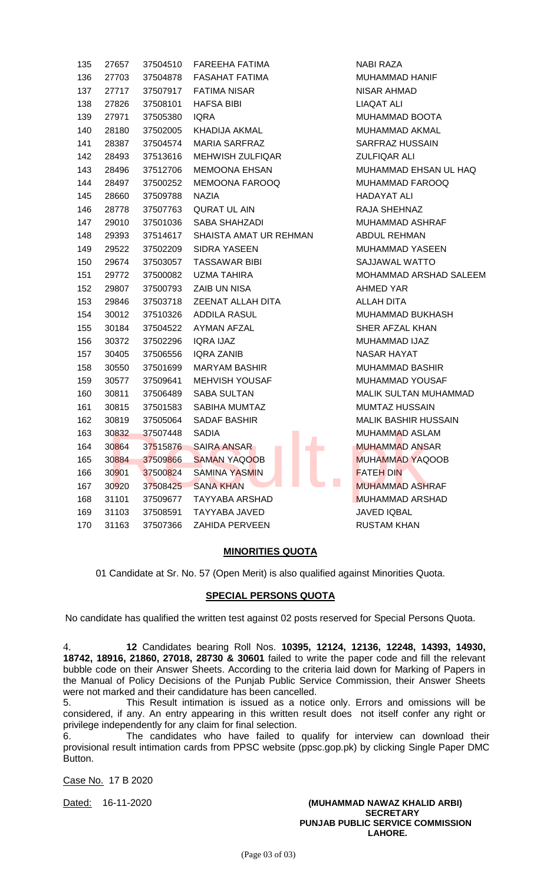| | | | | |
|---|---|---|---|---|
| 135 | 27657 | 37504510 | FAREEHA FATIMA | NABI RAZA |
| 136 | 27703 | 37504878 | FASAHAT FATIMA | MUHAMMAD HANIF |
| 137 | 27717 | 37507917 | FATIMA NISAR | NISAR AHMAD |
| 138 | 27826 | 37508101 | HAFSA BIBI | LIAQAT ALI |
| 139 | 27971 | 37505380 | IQRA | MUHAMMAD BOOTA |
| 140 | 28180 | 37502005 | KHADIJA AKMAL | MUHAMMAD AKMAL |
| 141 | 28387 | 37504574 | MARIA SARFRAZ | SARFRAZ HUSSAIN |
| 142 | 28493 | 37513616 | MEHWISH ZULFIQAR | ZULFIQAR ALI |
| 143 | 28496 | 37512706 | MEMOONA EHSAN | MUHAMMAD EHSAN UL HAQ |
| 144 | 28497 | 37500252 | MEMOONA FAROOQ | MUHAMMAD FAROOQ |
| 145 | 28660 | 37509788 | NAZIA | HADAYAT ALI |
| 146 | 28778 | 37507763 | QURAT UL AIN | RAJA SHEHNAZ |
| 147 | 29010 | 37501036 | SABA SHAHZADI | MUHAMMAD ASHRAF |
| 148 | 29393 | 37514617 | SHAISTA AMAT UR REHMAN | ABDUL REHMAN |
| 149 | 29522 | 37502209 | SIDRA YASEEN | MUHAMMAD YASEEN |
| 150 | 29674 | 37503057 | TASSAWAR BIBI | SAJJAWAL WATTO |
| 151 | 29772 | 37500082 | UZMA TAHIRA | MOHAMMAD ARSHAD SALEEM |
| 152 | 29807 | 37500793 | ZAIB UN NISA | AHMED YAR |
| 153 | 29846 | 37503718 | ZEENAT ALLAH DITA | ALLAH DITA |
| 154 | 30012 | 37510326 | ADDILA RASUL | MUHAMMAD BUKHASH |
| 155 | 30184 | 37504522 | AYMAN AFZAL | SHER AFZAL KHAN |
| 156 | 30372 | 37502296 | IQRA IJAZ | MUHAMMAD IJAZ |
| 157 | 30405 | 37506556 | IQRA ZANIB | NASAR HAYAT |
| 158 | 30550 | 37501699 | MARYAM BASHIR | MUHAMMAD BASHIR |
| 159 | 30577 | 37509641 | MEHVISH YOUSAF | MUHAMMAD YOUSAF |
| 160 | 30811 | 37506489 | SABA SULTAN | MALIK SULTAN MUHAMMAD |
| 161 | 30815 | 37501583 | SABIHA MUMTAZ | MUMTAZ HUSSAIN |
| 162 | 30819 | 37505064 | SADAF BASHIR | MALIK BASHIR HUSSAIN |
| 163 | 30832 | 37507448 | SADIA | MUHAMMAD ASLAM |
| 164 | 30864 | 37515876 | SAIRA ANSAR | MUHAMMAD ANSAR |
| 165 | 30884 | 37509866 | SAMAN YAQOOB | MUHAMMAD YAQOOB |
| 166 | 30901 | 37500824 | SAMINA YASMIN | FATEH DIN |
| 167 | 30920 | 37508425 | SANA KHAN | MUHAMMAD ASHRAF |
| 168 | 31101 | 37509677 | TAYYABA ARSHAD | MUHAMMAD ARSHAD |
| 169 | 31103 | 37508591 | TAYYABA JAVED | JAVED IQBAL |
| 170 | 31163 | 37507366 | ZAHIDA PERVEEN | RUSTAM KHAN |

**MINORITIES QUOTA**

01 Candidate at Sr. No. 57 (Open Merit) is also qualified against Minorities Quota.

**SPECIAL PERSONS QUOTA**

No candidate has qualified the written test against 02 posts reserved for Special Persons Quota.

4. **12** Candidates bearing Roll Nos. **10395, 12124, 12136, 12248, 14393, 14930, 18742, 18916, 21860, 27018, 28730 & 30601** failed to write the paper code and fill the relevant bubble code on their Answer Sheets. According to the criteria laid down for Marking of Papers in the Manual of Policy Decisions of the Punjab Public Service Commission, their Answer Sheets were not marked and their candidature has been cancelled.

5. This Result intimation is issued as a notice only. Errors and omissions will be considered, if any. An entry appearing in this written result does not itself confer any right or privilege independently for any claim for final selection.

6. The candidates who have failed to qualify for interview can download their provisional result intimation cards from PPSC website (ppsc.gop.pk) by clicking Single Paper DMC Button.

Case No. 17 B 2020

Dated: 16-11-2020

**(MUHAMMAD NAWAZ KHALID ARBI)**
**SECRETARY**
**PUNJAB PUBLIC SERVICE COMMISSION**
**LAHORE.**